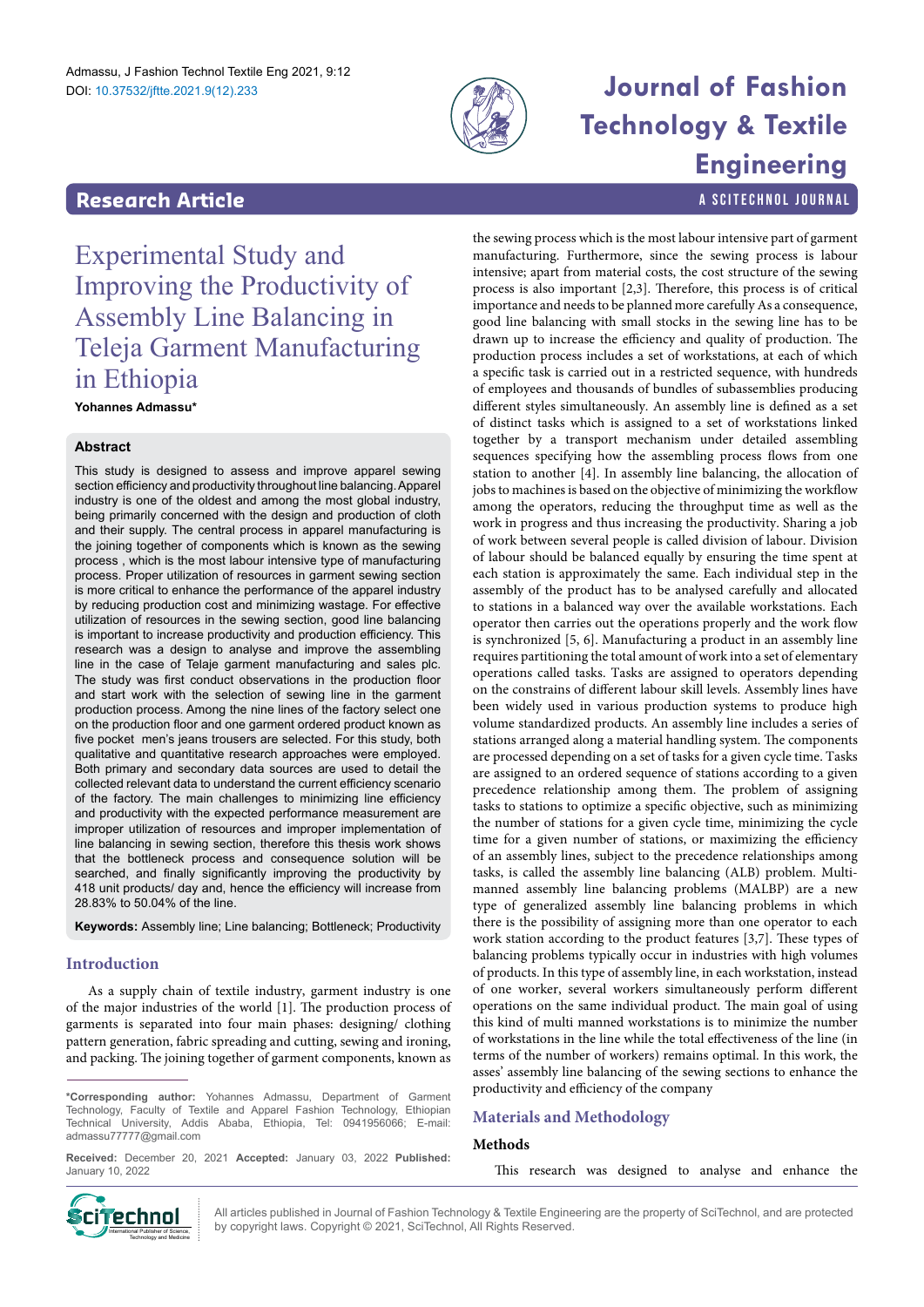Research Article

# Experimental Study and Improving the Productivity of Assembly Line Balancing in Teleja Garment Manufacturing in Ethiopia

**Yohannes Admassu***

## Abstract

This study is designed to assess and improve apparel sewing section efficiency and productivity throughout line balancing. Apparel industry is one of the oldest and among the most global industry, being primarily concerned with the design and production of cloth and their supply. The central process in apparel manufacturing is the joining together of components which is known as the sewing process , which is the most labour intensive type of manufacturing process. Proper utilization of resources in garment sewing section is more critical to enhance the performance of the apparel industry by reducing production cost and minimizing wastage. For effective utilization of resources in the sewing section, good line balancing is important to increase productivity and production efficiency. This research was a design to analyse and improve the assembling line in the case of Telaje garment manufacturing and sales plc. The study was first conduct observations in the production floor and start work with the selection of sewing line in the garment production process. Among the nine lines of the factory select one on the production floor and one garment ordered product known as five pocket men's jeans trousers are selected. For this study, both qualitative and quantitative research approaches were employed. Both primary and secondary data sources are used to detail the collected relevant data to understand the current efficiency scenario of the factory. The main challenges to minimizing line efficiency and productivity with the expected performance measurement are improper utilization of resources and improper implementation of line balancing in sewing section, therefore this thesis work shows that the bottleneck process and consequence solution will be searched, and finally significantly improving the productivity by 418 unit products/ day and, hence the efficiency will increase from 28.83% to 50.04% of the line.

**Keywords:** Assembly line; Line balancing; Bottleneck; Productivity

## Introduction

As a supply chain of textile industry, garment industry is one of the major industries of the world [1]. The production process of garments is separated into four main phases: designing/ clothing pattern generation, fabric spreading and cutting, sewing and ironing, and packing. The joining together of garment components, known as the sewing process which is the most labour intensive part of garment manufacturing. Furthermore, since the sewing process is labour intensive; apart from material costs, the cost structure of the sewing process is also important [2,3]. Therefore, this process is of critical importance and needs to be planned more carefully As a consequence, good line balancing with small stocks in the sewing line has to be drawn up to increase the efficiency and quality of production. The production process includes a set of workstations, at each of which a specific task is carried out in a restricted sequence, with hundreds of employees and thousands of bundles of subassemblies producing different styles simultaneously. An assembly line is defined as a set of distinct tasks which is assigned to a set of workstations linked together by a transport mechanism under detailed assembling sequences specifying how the assembling process flows from one station to another [4]. In assembly line balancing, the allocation of jobs to machines is based on the objective of minimizing the workflow among the operators, reducing the throughput time as well as the work in progress and thus increasing the productivity. Sharing a job of work between several people is called division of labour. Division of labour should be balanced equally by ensuring the time spent at each station is approximately the same. Each individual step in the assembly of the product has to be analysed carefully and allocated to stations in a balanced way over the available workstations. Each operator then carries out the operations properly and the work flow is synchronized [5, 6]. Manufacturing a product in an assembly line requires partitioning the total amount of work into a set of elementary operations called tasks. Tasks are assigned to operators depending on the constrains of different labour skill levels. Assembly lines have been widely used in various production systems to produce high volume standardized products. An assembly line includes a series of stations arranged along a material handling system. The components are processed depending on a set of tasks for a given cycle time. Tasks are assigned to an ordered sequence of stations according to a given precedence relationship among them. The problem of assigning tasks to stations to optimize a specific objective, such as minimizing the number of stations for a given cycle time, minimizing the cycle time for a given number of stations, or maximizing the efficiency of an assembly lines, subject to the precedence relationships among tasks, is called the assembly line balancing (ALB) problem. Multi-manned assembly line balancing problems (MALBP) are a new type of generalized assembly line balancing problems in which there is the possibility of assigning more than one operator to each work station according to the product features [3,7]. These types of balancing problems typically occur in industries with high volumes of products. In this type of assembly line, in each workstation, instead of one worker, several workers simultaneously perform different operations on the same individual product. The main goal of using this kind of multi manned workstations is to minimize the number of workstations in the line while the total effectiveness of the line (in terms of the number of workers) remains optimal. In this work, the asses' assembly line balancing of the sewing sections to enhance the productivity and efficiency of the company

## Materials and Methodology

### Methods

This research was designed to analyse and enhance the

---

***Corresponding author:** Yohannes Admassu, Department of Garment Technology, Faculty of Textile and Apparel Fashion Technology, Ethiopian Technical University, Addis Ababa, Ethiopia, Tel: 0941956066; E-mail: admassu77777@gmail.com

**Received:** December 20, 2021 **Accepted:** January 03, 2022 **Published:** January 10, 2022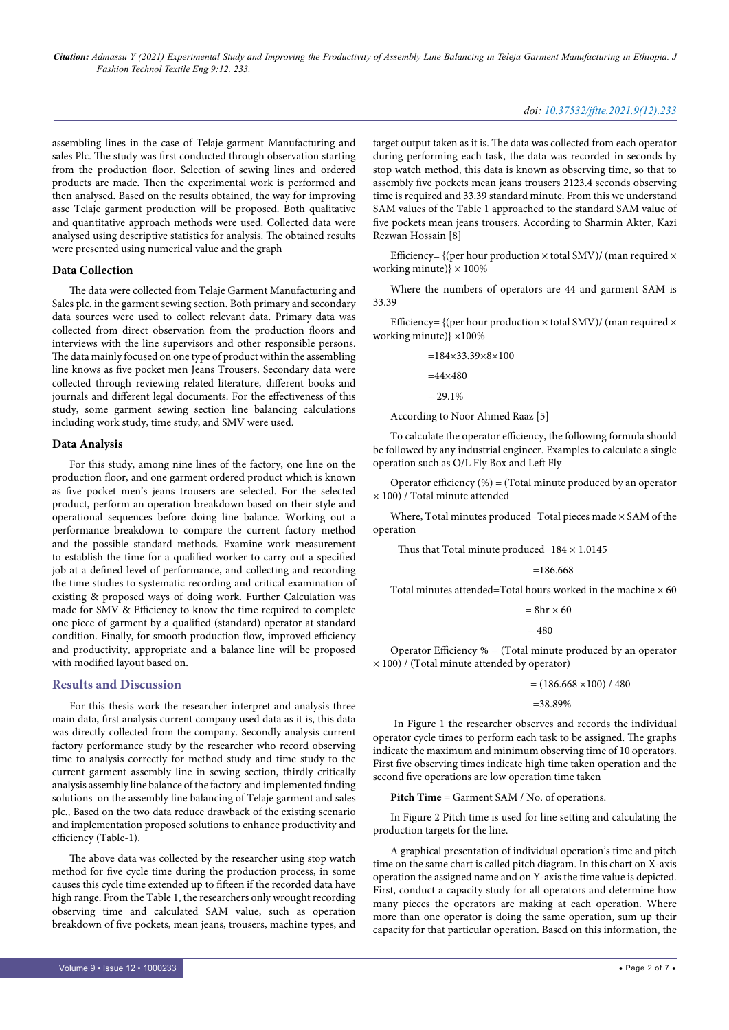assembling lines in the case of Telaje garment Manufacturing and sales Plc. The study was first conducted through observation starting from the production floor. Selection of sewing lines and ordered products are made. Then the experimental work is performed and then analysed. Based on the results obtained, the way for improving asse Telaje garment production will be proposed. Both qualitative and quantitative approach methods were used. Collected data were analysed using descriptive statistics for analysis. The obtained results were presented using numerical value and the graph

### Data Collection

The data were collected from Telaje Garment Manufacturing and Sales plc. in the garment sewing section. Both primary and secondary data sources were used to collect relevant data. Primary data was collected from direct observation from the production floors and interviews with the line supervisors and other responsible persons. The data mainly focused on one type of product within the assembling line knows as five pocket men Jeans Trousers. Secondary data were collected through reviewing related literature, different books and journals and different legal documents. For the effectiveness of this study, some garment sewing section line balancing calculations including work study, time study, and SMV were used.

### Data Analysis

For this study, among nine lines of the factory, one line on the production floor, and one garment ordered product which is known as five pocket men's jeans trousers are selected. For the selected product, perform an operation breakdown based on their style and operational sequences before doing line balance. Working out a performance breakdown to compare the current factory method and the possible standard methods. Examine work measurement to establish the time for a qualified worker to carry out a specified job at a defined level of performance, and collecting and recording the time studies to systematic recording and critical examination of existing & proposed ways of doing work. Further Calculation was made for SMV & Efficiency to know the time required to complete one piece of garment by a qualified (standard) operator at standard condition. Finally, for smooth production flow, improved efficiency and productivity, appropriate and a balance line will be proposed with modified layout based on.

## Results and Discussion

For this thesis work the researcher interpret and analysis three main data, first analysis current company used data as it is, this data was directly collected from the company. Secondly analysis current factory performance study by the researcher who record observing time to analysis correctly for method study and time study to the current garment assembly line in sewing section, thirdly critically analysis assembly line balance of the factory and implemented finding solutions on the assembly line balancing of Telaje garment and sales plc., Based on the two data reduce drawback of the existing scenario and implementation proposed solutions to enhance productivity and efficiency (Table-1).

The above data was collected by the researcher using stop watch method for five cycle time during the production process, in some causes this cycle time extended up to fifteen if the recorded data have high range. From the Table 1, the researchers only wrought recording observing time and calculated SAM value, such as operation breakdown of five pockets, mean jeans, trousers, machine types, and target output taken as it is. The data was collected from each operator during performing each task, the data was recorded in seconds by stop watch method, this data is known as observing time, so that to assembly five pockets mean jeans trousers 2123.4 seconds observing time is required and 33.39 standard minute. From this we understand SAM values of the Table 1 approached to the standard SAM value of five pockets mean jeans trousers. According to Sharmin Akter, Kazi Rezwan Hossain [8]

Efficiency= {(per hour production × total SMV)/ (man required × working minute)} × 100%

Where the numbers of operators are 44 and garment SAM is 33.39

Efficiency= {(per hour production × total SMV)/ (man required × working minute)} ×100%

=184×33.39×8×100

=44×480

= 29.1%

According to Noor Ahmed Raaz [5]

To calculate the operator efficiency, the following formula should be followed by any industrial engineer. Examples to calculate a single operation such as O/L Fly Box and Left Fly

Operator efficiency (%) = (Total minute produced by an operator × 100) / Total minute attended

Where, Total minutes produced=Total pieces made × SAM of the operation

Thus that Total minute produced=184 × 1.0145

=186.668

Total minutes attended=Total hours worked in the machine × 60

= 8hr × 60

= 480

Operator Efficiency % = (Total minute produced by an operator × 100) / (Total minute attended by operator)

= (186.668 ×100) / 480

=38.89%

In Figure 1 the researcher observes and records the individual operator cycle times to perform each task to be assigned. The graphs indicate the maximum and minimum observing time of 10 operators. First five observing times indicate high time taken operation and the second five operations are low operation time taken

**Pitch Time =** Garment SAM / No. of operations.

In Figure 2 Pitch time is used for line setting and calculating the production targets for the line.

A graphical presentation of individual operation's time and pitch time on the same chart is called pitch diagram. In this chart on X-axis operation the assigned name and on Y-axis the time value is depicted. First, conduct a capacity study for all operators and determine how many pieces the operators are making at each operation. Where more than one operator is doing the same operation, sum up their capacity for that particular operation. Based on this information, the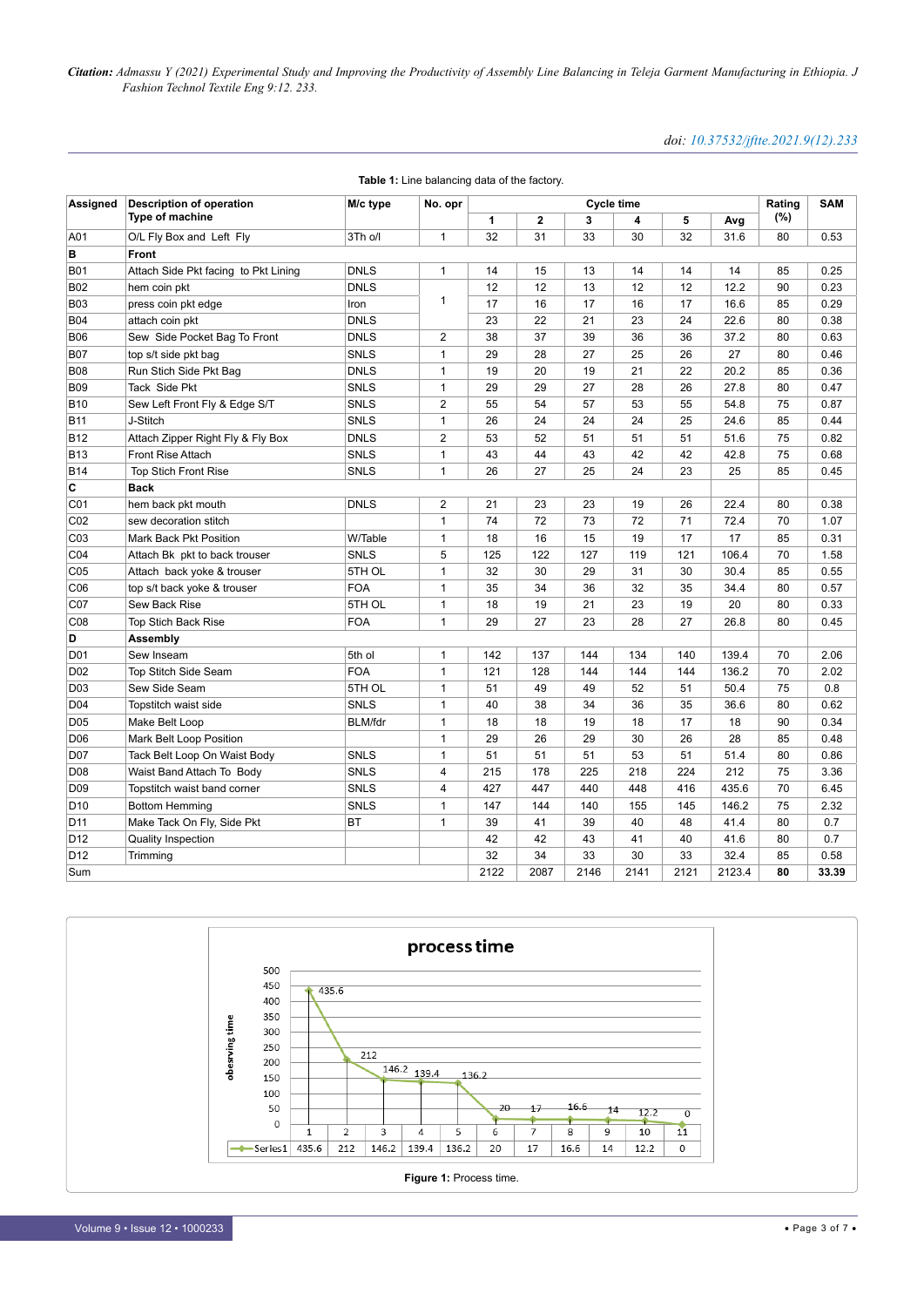**Table 1:** Line balancing data of the factory.

| Assigned | Description of operation Type of machine | M/c type | No. opr | Cycle time | | | | | | Rating (%) | SAM |
|---|---|---|---|---|---|---|---|---|---|---|---|
| | | | | 1 | 2 | 3 | 4 | 5 | Avg | | |
| A01 | O/L Fly Box and Left Fly | 3Th o/l | 1 | 32 | 31 | 33 | 30 | 32 | 31.6 | 80 | 0.53 |
| B | Front | | | | | | | | | | |
| B01 | Attach Side Pkt facing to Pkt Lining | DNLS | 1 | 14 | 15 | 13 | 14 | 14 | 14 | 85 | 0.25 |
| B02 | hem coin pkt | DNLS | 1 | 12 | 12 | 13 | 12 | 12 | 12.2 | 90 | 0.23 |
| B03 | press coin pkt edge | Iron | | 17 | 16 | 17 | 16 | 17 | 16.6 | 85 | 0.29 |
| B04 | attach coin pkt | DNLS | | 23 | 22 | 21 | 23 | 24 | 22.6 | 80 | 0.38 |
| B06 | Sew Side Pocket Bag To Front | DNLS | 2 | 38 | 37 | 39 | 36 | 36 | 37.2 | 80 | 0.63 |
| B07 | top s/t side pkt bag | SNLS | 1 | 29 | 28 | 27 | 25 | 26 | 27 | 80 | 0.46 |
| B08 | Run Stich Side Pkt Bag | DNLS | 1 | 19 | 20 | 19 | 21 | 22 | 20.2 | 85 | 0.36 |
| B09 | Tack Side Pkt | SNLS | 1 | 29 | 29 | 27 | 28 | 26 | 27.8 | 80 | 0.47 |
| B10 | Sew Left Front Fly & Edge S/T | SNLS | 2 | 55 | 54 | 57 | 53 | 55 | 54.8 | 75 | 0.87 |
| B11 | J-Stitch | SNLS | 1 | 26 | 24 | 24 | 24 | 25 | 24.6 | 85 | 0.44 |
| B12 | Attach Zipper Right Fly & Fly Box | DNLS | 2 | 53 | 52 | 51 | 51 | 51 | 51.6 | 75 | 0.82 |
| B13 | Front Rise Attach | SNLS | 1 | 43 | 44 | 43 | 42 | 42 | 42.8 | 75 | 0.68 |
| B14 | Top Stich Front Rise | SNLS | 1 | 26 | 27 | 25 | 24 | 23 | 25 | 85 | 0.45 |
| C | Back | | | | | | | | | | |
| C01 | hem back pkt mouth | DNLS | 2 | 21 | 23 | 23 | 19 | 26 | 22.4 | 80 | 0.38 |
| C02 | sew decoration stitch | | 1 | 74 | 72 | 73 | 72 | 71 | 72.4 | 70 | 1.07 |
| C03 | Mark Back Pkt Position | W/Table | 1 | 18 | 16 | 15 | 19 | 17 | 17 | 85 | 0.31 |
| C04 | Attach Bk pkt to back trouser | SNLS | 5 | 125 | 122 | 127 | 119 | 121 | 106.4 | 70 | 1.58 |
| C05 | Attach back yoke & trouser | 5TH OL | 1 | 32 | 30 | 29 | 31 | 30 | 30.4 | 85 | 0.55 |
| C06 | top s/t back yoke & trouser | FOA | 1 | 35 | 34 | 36 | 32 | 35 | 34.4 | 80 | 0.57 |
| C07 | Sew Back Rise | 5TH OL | 1 | 18 | 19 | 21 | 23 | 19 | 20 | 80 | 0.33 |
| C08 | Top Stich Back Rise | FOA | 1 | 29 | 27 | 23 | 28 | 27 | 26.8 | 80 | 0.45 |
| D | Assembly | | | | | | | | | | |
| D01 | Sew Inseam | 5th ol | 1 | 142 | 137 | 144 | 134 | 140 | 139.4 | 70 | 2.06 |
| D02 | Top Stitch Side Seam | FOA | 1 | 121 | 128 | 144 | 144 | 144 | 136.2 | 70 | 2.02 |
| D03 | Sew Side Seam | 5TH OL | 1 | 51 | 49 | 49 | 52 | 51 | 50.4 | 75 | 0.8 |
| D04 | Topstitch waist side | SNLS | 1 | 40 | 38 | 34 | 36 | 35 | 36.6 | 80 | 0.62 |
| D05 | Make Belt Loop | BLM/fdr | 1 | 18 | 18 | 19 | 18 | 17 | 18 | 90 | 0.34 |
| D06 | Mark Belt Loop Position | | 1 | 29 | 26 | 29 | 30 | 26 | 28 | 85 | 0.48 |
| D07 | Tack Belt Loop On Waist Body | SNLS | 1 | 51 | 51 | 51 | 53 | 51 | 51.4 | 80 | 0.86 |
| D08 | Waist Band Attach To Body | SNLS | 4 | 215 | 178 | 225 | 218 | 224 | 212 | 75 | 3.36 |
| D09 | Topstitch waist band corner | SNLS | 4 | 427 | 447 | 440 | 448 | 416 | 435.6 | 70 | 6.45 |
| D10 | Bottom Hemming | SNLS | 1 | 147 | 144 | 140 | 155 | 145 | 146.2 | 75 | 2.32 |
| D11 | Make Tack On Fly, Side Pkt | BT | 1 | 39 | 41 | 39 | 40 | 48 | 41.4 | 80 | 0.7 |
| D12 | Quality Inspection | | | 42 | 42 | 43 | 41 | 40 | 41.6 | 80 | 0.7 |
| D12 | Trimming | | | 32 | 34 | 33 | 30 | 33 | 32.4 | 85 | 0.58 |
| Sum | | | | 2122 | 2087 | 2146 | 2141 | 2121 | 2123.4 | **80** | **33.39** |

**Figure 1:** Process time.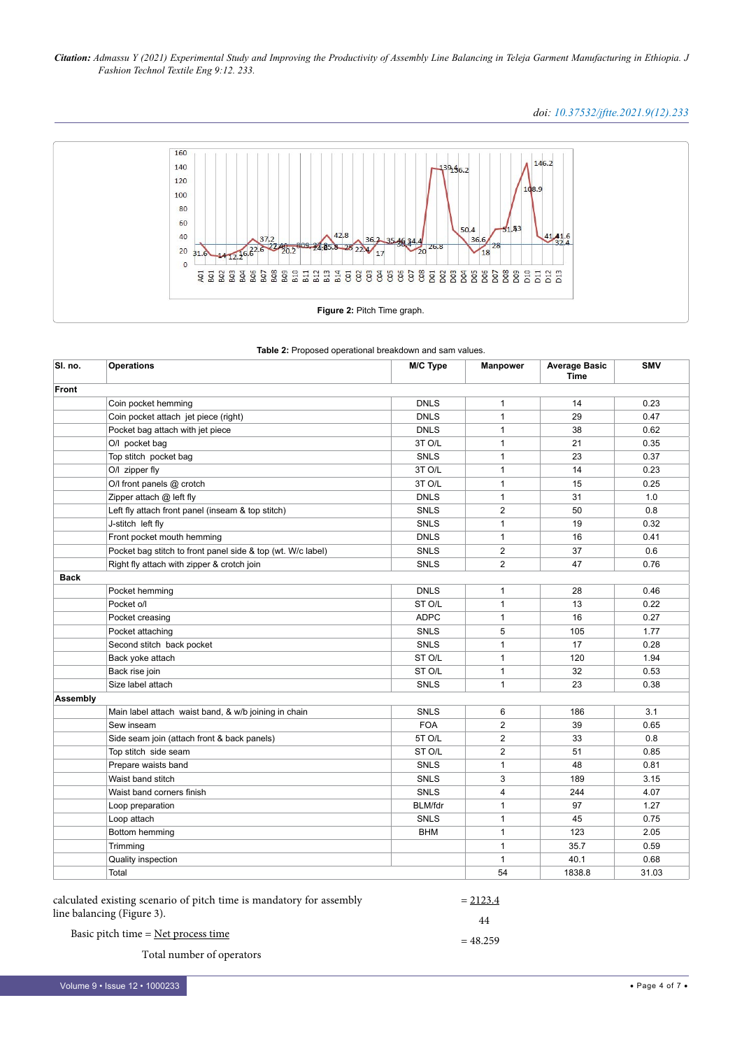Figure 2: Pitch Time graph.

Table 2: Proposed operational breakdown and sam values.

| Sl. no. | Operations | M/C Type | Manpower | Average Basic Time | SMV |
|---|---|---|---|---|---|
| **Front** | | | | | |
| | Coin pocket hemming | DNLS | 1 | 14 | 0.23 |
| | Coin pocket attach jet piece (right) | DNLS | 1 | 29 | 0.47 |
| | Pocket bag attach with jet piece | DNLS | 1 | 38 | 0.62 |
| | O/l pocket bag | 3T O/L | 1 | 21 | 0.35 |
| | Top stitch pocket bag | SNLS | 1 | 23 | 0.37 |
| | O/l zipper fly | 3T O/L | 1 | 14 | 0.23 |
| | O/l front panels @ crotch | 3T O/L | 1 | 15 | 0.25 |
| | Zipper attach @ left fly | DNLS | 1 | 31 | 1.0 |
| | Left fly attach front panel (inseam & top stitch) | SNLS | 2 | 50 | 0.8 |
| | J-stitch left fly | SNLS | 1 | 19 | 0.32 |
| | Front pocket mouth hemming | DNLS | 1 | 16 | 0.41 |
| | Pocket bag stitch to front panel side & top (wt. W/c label) | SNLS | 2 | 37 | 0.6 |
| | Right fly attach with zipper & crotch join | SNLS | 2 | 47 | 0.76 |
| **Back** | | | | | |
| | Pocket hemming | DNLS | 1 | 28 | 0.46 |
| | Pocket o/l | ST O/L | 1 | 13 | 0.22 |
| | Pocket creasing | ADPC | 1 | 16 | 0.27 |
| | Pocket attaching | SNLS | 5 | 105 | 1.77 |
| | Second stitch back pocket | SNLS | 1 | 17 | 0.28 |
| | Back yoke attach | ST O/L | 1 | 120 | 1.94 |
| | Back rise join | ST O/L | 1 | 32 | 0.53 |
| | Size label attach | SNLS | 1 | 23 | 0.38 |
| **Assembly** | | | | | |
| | Main label attach waist band, & w/b joining in chain | SNLS | 6 | 186 | 3.1 |
| | Sew inseam | FOA | 2 | 39 | 0.65 |
| | Side seam join (attach front & back panels) | 5T O/L | 2 | 33 | 0.8 |
| | Top stitch side seam | ST O/L | 2 | 51 | 0.85 |
| | Prepare waists band | SNLS | 1 | 48 | 0.81 |
| | Waist band stitch | SNLS | 3 | 189 | 3.15 |
| | Waist band corners finish | SNLS | 4 | 244 | 4.07 |
| | Loop preparation | BLM/fdr | 1 | 97 | 1.27 |
| | Loop attach | SNLS | 1 | 45 | 0.75 |
| | Bottom hemming | BHM | 1 | 123 | 2.05 |
| | Trimming | | 1 | 35.7 | 0.59 |
| | Quality inspection | | 1 | 40.1 | 0.68 |
| | Total | | 54 | 1838.8 | 31.03 |

calculated existing scenario of pitch time is mandatory for assembly line balancing (Figure 3).

$$\text{Basic pitch time} = \frac{\text{Net process time}}{\text{Total number of operators}}$$

$$= \frac{2123.4}{44}$$

$$= 48.259$$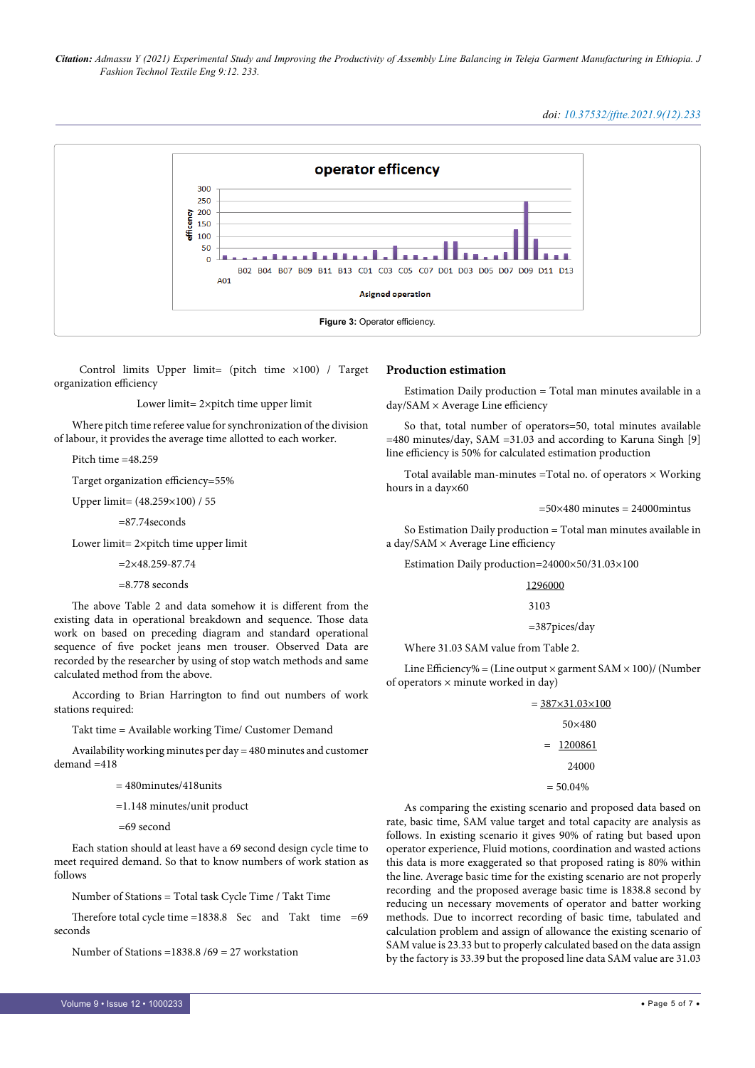Figure 3: Operator efficiency.

Control limits Upper limit= (pitch time ×100) / Target organization efficiency

Lower limit= 2×pitch time upper limit

Where pitch time referee value for synchronization of the division of labour, it provides the average time allotted to each worker.

Pitch time =48.259

Target organization efficiency=55%

Upper limit= (48.259×100) / 55

=87.74seconds

Lower limit= 2×pitch time upper limit

=2×48.259-87.74

=8.778 seconds

The above Table 2 and data somehow it is different from the existing data in operational breakdown and sequence. Those data work on based on preceding diagram and standard operational sequence of five pocket jeans men trouser. Observed Data are recorded by the researcher by using of stop watch methods and same calculated method from the above.

According to Brian Harrington to find out numbers of work stations required:

Takt time = Available working Time/ Customer Demand

Availability working minutes per day = 480 minutes and customer demand =418

= 480minutes/418units

=1.148 minutes/unit product

=69 second

Each station should at least have a 69 second design cycle time to meet required demand. So that to know numbers of work station as follows

Number of Stations = Total task Cycle Time / Takt Time

Therefore total cycle time =1838.8 Sec and Takt time =69 seconds

Number of Stations =1838.8 /69 = 27 workstation

## Production estimation

Estimation Daily production = Total man minutes available in a day/SAM × Average Line efficiency

So that, total number of operators=50, total minutes available =480 minutes/day, SAM =31.03 and according to Karuna Singh [9] line efficiency is 50% for calculated estimation production

Total available man-minutes =Total no. of operators × Working hours in a day×60

=50×480 minutes = 24000mintus

So Estimation Daily production = Total man minutes available in a day/SAM × Average Line efficiency

Estimation Daily production=24000×50/31.03×100

$$\frac{1296000}{3103}$$

=387pices/day

Where 31.03 SAM value from Table 2.

Line Efficiency% = (Line output × garment SAM × 100)/ (Number of operators × minute worked in day)

$$= \frac{387 \times 31.03 \times 100}{50 \times 480}$$

$$= \frac{1200861}{24000}$$

= 50.04%

As comparing the existing scenario and proposed data based on rate, basic time, SAM value target and total capacity are analysis as follows. In existing scenario it gives 90% of rating but based upon operator experience, Fluid motions, coordination and wasted actions this data is more exaggerated so that proposed rating is 80% within the line. Average basic time for the existing scenario are not properly recording and the proposed average basic time is 1838.8 second by reducing un necessary movements of operator and batter working methods. Due to incorrect recording of basic time, tabulated and calculation problem and assign of allowance the existing scenario of SAM value is 23.33 but to properly calculated based on the data assign by the factory is 33.39 but the proposed line data SAM value are 31.03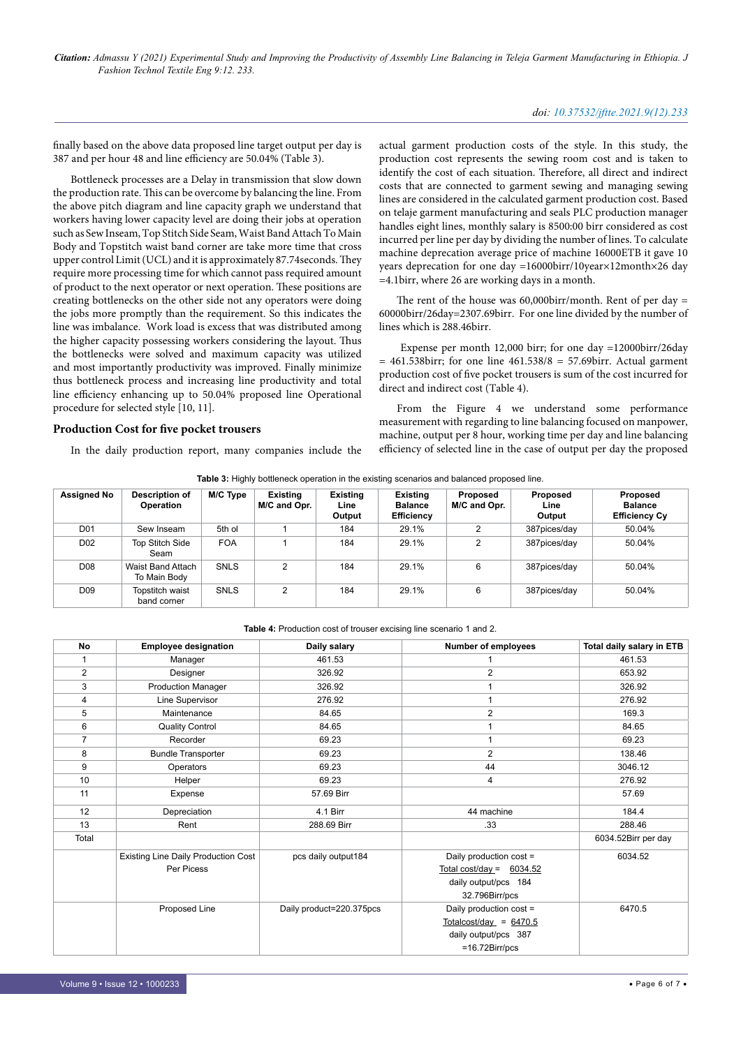finally based on the above data proposed line target output per day is 387 and per hour 48 and line efficiency are 50.04% (Table 3).

Bottleneck processes are a Delay in transmission that slow down the production rate. This can be overcome by balancing the line. From the above pitch diagram and line capacity graph we understand that workers having lower capacity level are doing their jobs at operation such as Sew Inseam, Top Stitch Side Seam, Waist Band Attach To Main Body and Topstitch waist band corner are take more time that cross upper control Limit (UCL) and it is approximately 87.74seconds. They require more processing time for which cannot pass required amount of product to the next operator or next operation. These positions are creating bottlenecks on the other side not any operators were doing the jobs more promptly than the requirement. So this indicates the line was imbalance. Work load is excess that was distributed among the higher capacity possessing workers considering the layout. Thus the bottlenecks were solved and maximum capacity was utilized and most importantly productivity was improved. Finally minimize thus bottleneck process and increasing line productivity and total line efficiency enhancing up to 50.04% proposed line Operational procedure for selected style [10, 11].

## Production Cost for five pocket trousers

In the daily production report, many companies include the actual garment production costs of the style. In this study, the production cost represents the sewing room cost and is taken to identify the cost of each situation. Therefore, all direct and indirect costs that are connected to garment sewing and managing sewing lines are considered in the calculated garment production cost. Based on telaje garment manufacturing and seals PLC production manager handles eight lines, monthly salary is 8500:00 birr considered as cost incurred per line per day by dividing the number of lines. To calculate machine deprecation average price of machine 16000ETB it gave 10 years deprecation for one day =16000birr/10year×12month×26 day =4.1birr, where 26 are working days in a month.

The rent of the house was 60,000birr/month. Rent of per day = 60000birr/26day=2307.69birr. For one line divided by the number of lines which is 288.46birr.

Expense per month 12,000 birr; for one day =12000birr/26day = 461.538birr; for one line 461.538/8 = 57.69birr. Actual garment production cost of five pocket trousers is sum of the cost incurred for direct and indirect cost (Table 4).

From the Figure 4 we understand some performance measurement with regarding to line balancing focused on manpower, machine, output per 8 hour, working time per day and line balancing efficiency of selected line in the case of output per day the proposed

**Table 3:** Highly bottleneck operation in the existing scenarios and balanced proposed line.

| Assigned No | Description of Operation | M/C Type | Existing M/C and Opr. | Existing Line Output | Existing Balance Efficiency | Proposed M/C and Opr. | Proposed Line Output | Proposed Balance Efficiency Cy |
|---|---|---|---|---|---|---|---|---|
| D01 | Sew Inseam | 5th ol | 1 | 184 | 29.1% | 2 | 387pices/day | 50.04% |
| D02 | Top Stitch Side Seam | FOA | 1 | 184 | 29.1% | 2 | 387pices/day | 50.04% |
| D08 | Waist Band Attach To Main Body | SNLS | 2 | 184 | 29.1% | 6 | 387pices/day | 50.04% |
| D09 | Topstitch waist band corner | SNLS | 2 | 184 | 29.1% | 6 | 387pices/day | 50.04% |

**Table 4:** Production cost of trouser excising line scenario 1 and 2.

| No | Employee designation | Daily salary | Number of employees | Total daily salary in ETB |
|---|---|---|---|---|
| 1 | Manager | 461.53 | 1 | 461.53 |
| 2 | Designer | 326.92 | 2 | 653.92 |
| 3 | Production Manager | 326.92 | 1 | 326.92 |
| 4 | Line Supervisor | 276.92 | 1 | 276.92 |
| 5 | Maintenance | 84.65 | 2 | 169.3 |
| 6 | Quality Control | 84.65 | 1 | 84.65 |
| 7 | Recorder | 69.23 | 1 | 69.23 |
| 8 | Bundle Transporter | 69.23 | 2 | 138.46 |
| 9 | Operators | 69.23 | 44 | 3046.12 |
| 10 | Helper | 69.23 | 4 | 276.92 |
| 11 | Expense | 57.69 Birr | | 57.69 |
| 12 | Depreciation | 4.1 Birr | 44 machine | 184.4 |
| 13 | Rent | 288.69 Birr | .33 | 288.46 |
| Total | | | | 6034.52Birr per day |
| | Existing Line Daily Production Cost Per Picess | pcs daily output184 | Daily production cost = Total cost/day = 6034.52 daily output/pcs 184 32.796Birr/pcs | 6034.52 |
| | Proposed Line | Daily product=220.375pcs | Daily production cost = Totalcost/day = 6470.5 daily output/pcs 387 =16.72Birr/pcs | 6470.5 |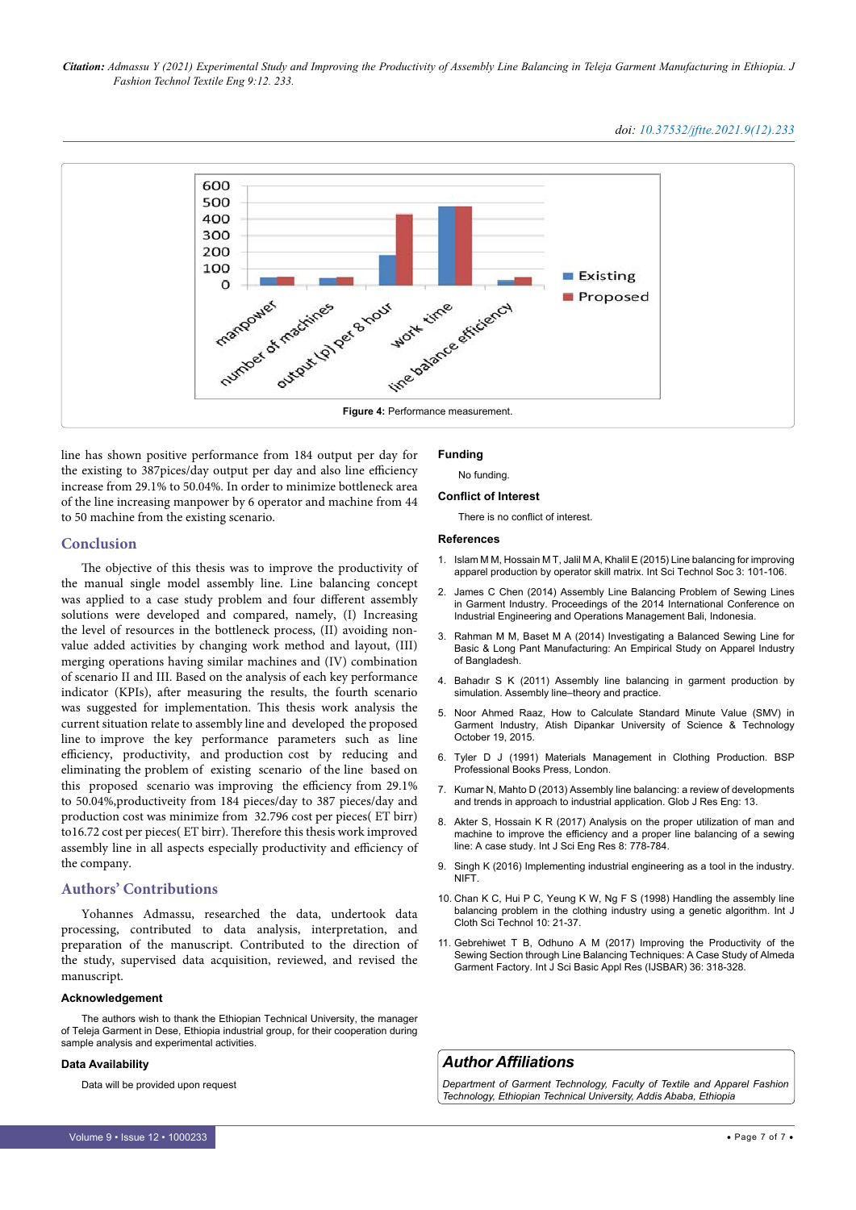600
500
400
300
200
100
0

manpower
number of machines
output (p) per 8 hour
work time
line balance efficiency

Existing
Proposed

**Figure 4:** Performance measurement.

line has shown positive performance from 184 output per day for the existing to 387pices/day output per day and also line efficiency increase from 29.1% to 50.04%. In order to minimize bottleneck area of the line increasing manpower by 6 operator and machine from 44 to 50 machine from the existing scenario.

## Conclusion

The objective of this thesis was to improve the productivity of the manual single model assembly line. Line balancing concept was applied to a case study problem and four different assembly solutions were developed and compared, namely, (I) Increasing the level of resources in the bottleneck process, (II) avoiding non-value added activities by changing work method and layout, (III) merging operations having similar machines and (IV) combination of scenario II and III. Based on the analysis of each key performance indicator (KPIs), after measuring the results, the fourth scenario was suggested for implementation. This thesis work analysis the current situation relate to assembly line and developed the proposed line to improve the key performance parameters such as line efficiency, productivity, and production cost by reducing and eliminating the problem of existing scenario of the line based on this proposed scenario was improving the efficiency from 29.1% to 50.04%,productiveity from 184 pieces/day to 387 pieces/day and production cost was minimize from 32.796 cost per pieces( ET birr) to16.72 cost per pieces( ET birr). Therefore this thesis work improved assembly line in all aspects especially productivity and efficiency of the company.

## Authors' Contributions

Yohannes Admassu, researched the data, undertook data processing, contributed to data analysis, interpretation, and preparation of the manuscript. Contributed to the direction of the study, supervised data acquisition, reviewed, and revised the manuscript.

### Acknowledgement

The authors wish to thank the Ethiopian Technical University, the manager of Teleja Garment in Dese, Ethiopia industrial group, for their cooperation during sample analysis and experimental activities.

### Data Availability

Data will be provided upon request

### Funding

No funding.

### Conflict of Interest

There is no conflict of interest.

### References

1. Islam M M, Hossain M T, Jalil M A, Khalil E (2015) Line balancing for improving apparel production by operator skill matrix. Int Sci Technol Soc 3: 101-106.
2. James C Chen (2014) Assembly Line Balancing Problem of Sewing Lines in Garment Industry. Proceedings of the 2014 International Conference on Industrial Engineering and Operations Management Bali, Indonesia.
3. Rahman M M, Baset M A (2014) Investigating a Balanced Sewing Line for Basic & Long Pant Manufacturing: An Empirical Study on Apparel Industry of Bangladesh.
4. Bahadır S K (2011) Assembly line balancing in garment production by simulation. Assembly line–theory and practice.
5. Noor Ahmed Raaz, How to Calculate Standard Minute Value (SMV) in Garment Industry, Atish Dipankar University of Science & Technology October 19, 2015.
6. Tyler D J (1991) Materials Management in Clothing Production. BSP Professional Books Press, London.
7. Kumar N, Mahto D (2013) Assembly line balancing: a review of developments and trends in approach to industrial application. Glob J Res Eng: 13.
8. Akter S, Hossain K R (2017) Analysis on the proper utilization of man and machine to improve the efficiency and a proper line balancing of a sewing line: A case study. Int J Sci Eng Res 8: 778-784.
9. Singh K (2016) Implementing industrial engineering as a tool in the industry. NIFT.
10. Chan K C, Hui P C, Yeung K W, Ng F S (1998) Handling the assembly line balancing problem in the clothing industry using a genetic algorithm. Int J Cloth Sci Technol 10: 21-37.
11. Gebrehiwet T B, Odhuno A M (2017) Improving the Productivity of the Sewing Section through Line Balancing Techniques: A Case Study of Almeda Garment Factory. Int J Sci Basic Appl Res (IJSBAR) 36: 318-328.

## *Author Affiliations*

*Department of Garment Technology, Faculty of Textile and Apparel Fashion Technology, Ethiopian Technical University, Addis Ababa, Ethiopia*